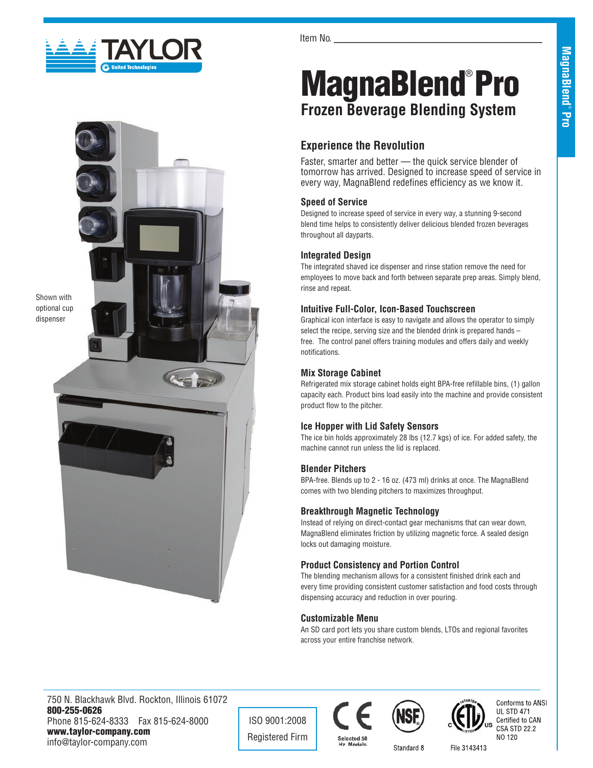Item No. ______________________________

# MagnaBlend® Pro

## Frozen Beverage Blending System

Shown with optional cup dispenser

## Experience the Revolution

Faster, smarter and better — the quick service blender of tomorrow has arrived. Designed to increase speed of service in every way, MagnaBlend redefines efficiency as we know it.

### Speed of Service

Designed to increase speed of service in every way, a stunning 9-second blend time helps to consistently deliver delicious blended frozen beverages throughout all dayparts.

### Integrated Design

The integrated shaved ice dispenser and rinse station remove the need for employees to move back and forth between separate prep areas. Simply blend, rinse and repeat.

### Intuitive Full-Color, Icon-Based Touchscreen

Graphical icon interface is easy to navigate and allows the operator to simply select the recipe, serving size and the blended drink is prepared hands – free. The control panel offers training modules and offers daily and weekly notifications.

### Mix Storage Cabinet

Refrigerated mix storage cabinet holds eight BPA-free refillable bins, (1) gallon capacity each. Product bins load easily into the machine and provide consistent product flow to the pitcher.

### Ice Hopper with Lid Safety Sensors

The ice bin holds approximately 28 lbs (12.7 kgs) of ice. For added safety, the machine cannot run unless the lid is replaced.

### Blender Pitchers

BPA-free. Blends up to 2 - 16 oz. (473 ml) drinks at once. The MagnaBlend comes with two blending pitchers to maximizes throughput.

### Breakthrough Magnetic Technology

Instead of relying on direct-contact gear mechanisms that can wear down, MagnaBlend eliminates friction by utilizing magnetic force. A sealed design locks out damaging moisture.

### Product Consistency and Portion Control

The blending mechanism allows for a consistent finished drink each and every time providing consistent customer satisfaction and food costs through dispensing accuracy and reduction in over pouring.

### Customizable Menu

An SD card port lets you share custom blends, LTOs and regional favorites across your entire franchise network.

750 N. Blackhawk Blvd. Rockton, Illinois 61072
**800-255-0626**
Phone 815-624-8333 Fax 815-624-8000
**www.taylor-company.com**
info@taylor-company.com

ISO 9001:2008 Registered Firm

Selected 50 Hz Models

Standard 8

File 3143413

Conforms to ANSI UL STD 471
Certified to CAN CSA STD 22.2 NO 120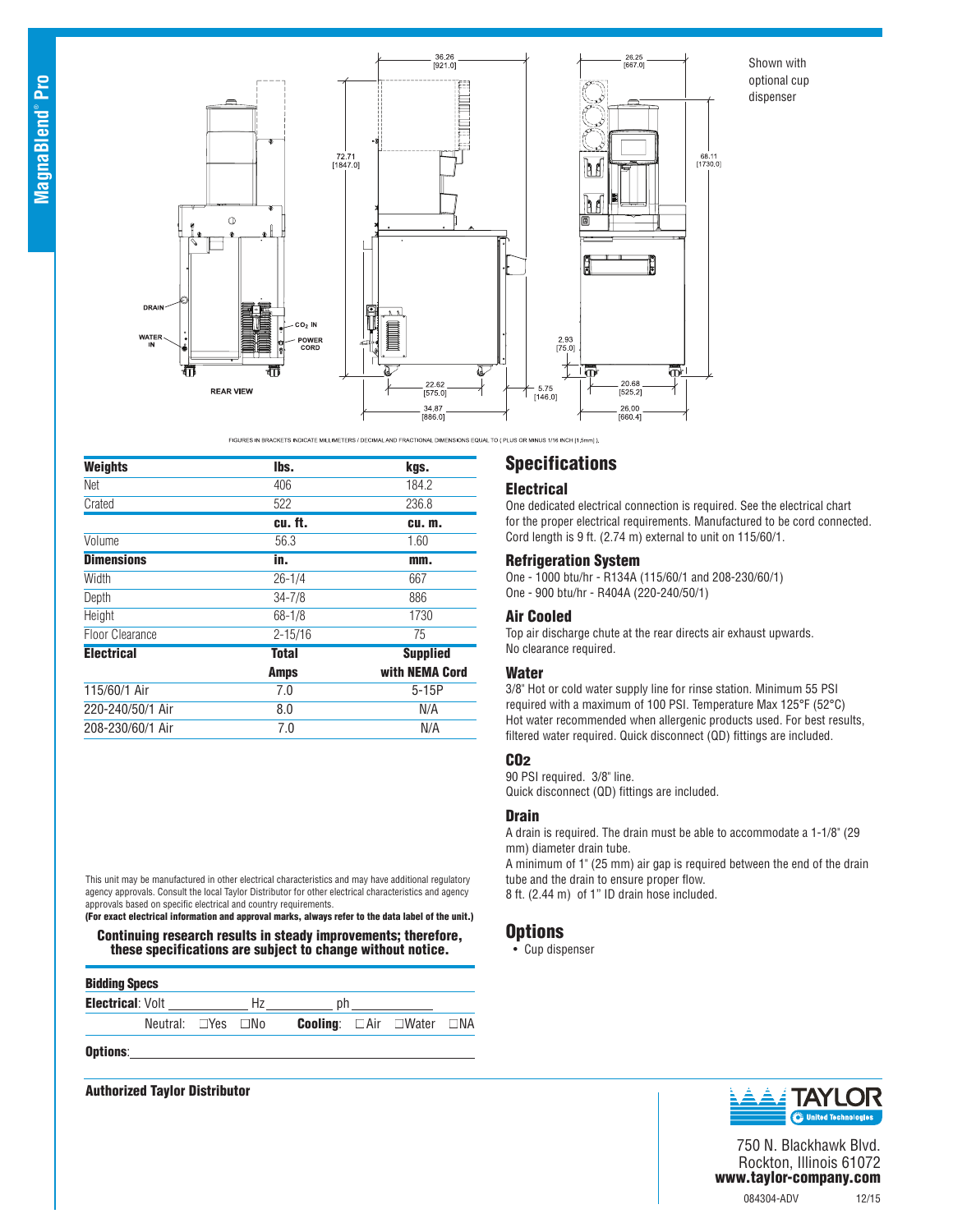REAR VIEW

DRAIN

WATER IN

$CO_2$ IN

POWER CORD

36.26 [921.0]

72.71 [1847.0]

22.62 [575.0]

34.87 [886.0]

5.75 [146.0]

2.93 [75.0]

26.25 [667.0]

68.11 [1730.0]

20.68 [525.2]

26.00 [660.4]

Shown with optional cup dispenser

FIGURES IN BRACKETS INDICATE MILLIMETERS / DECIMAL AND FRACTIONAL DIMENSIONS EQUAL TO ( PLUS OR MINUS 1/16 INCH [1,5mm] ).

| **Weights** | **lbs.** | **kgs.** |
|---|---|---|
| Net | 406 | 184.2 |
| Crated | 522 | 236.8 |
| | **cu. ft.** | **cu. m.** |
| Volume | 56.3 | 1.60 |
| **Dimensions** | **in.** | **mm.** |
| Width | 26-1/4 | 667 |
| Depth | 34-7/8 | 886 |
| Height | 68-1/8 | 1730 |
| Floor Clearance | 2-15/16 | 75 |
| **Electrical** | **Total Amps** | **Supplied with NEMA Cord** |
| 115/60/1 Air | 7.0 | 5-15P |
| 220-240/50/1 Air | 8.0 | N/A |
| 208-230/60/1 Air | 7.0 | N/A |

This unit may be manufactured in other electrical characteristics and may have additional regulatory agency approvals. Consult the local Taylor Distributor for other electrical characteristics and agency approvals based on specific electrical and country requirements.
**(For exact electrical information and approval marks, always refer to the data label of the unit.)**

**Continuing research results in steady improvements; therefore, these specifications are subject to change without notice.**

**Bidding Specs**

**Electrical**: Volt ____________ Hz __________ ph ____________

Neutral: ☐Yes ☐No **Cooling**: ☐Air ☐Water ☐NA

**Options**: ______________________________________________

## Specifications

### Electrical

One dedicated electrical connection is required. See the electrical chart for the proper electrical requirements. Manufactured to be cord connected. Cord length is 9 ft. (2.74 m) external to unit on 115/60/1.

### Refrigeration System

One - 1000 btu/hr - R134A (115/60/1 and 208-230/60/1)
One - 900 btu/hr - R404A (220-240/50/1)

### Air Cooled

Top air discharge chute at the rear directs air exhaust upwards. No clearance required.

### Water

3/8" Hot or cold water supply line for rinse station. Minimum 55 PSI required with a maximum of 100 PSI. Temperature Max 125°F (52°C) Hot water recommended when allergenic products used. For best results, filtered water required. Quick disconnect (QD) fittings are included.

### $CO_2$

90 PSI required. 3/8" line.
Quick disconnect (QD) fittings are included.

### Drain

A drain is required. The drain must be able to accommodate a 1-1/8" (29 mm) diameter drain tube.
A minimum of 1" (25 mm) air gap is required between the end of the drain tube and the drain to ensure proper flow.
8 ft. (2.44 m) of 1" ID drain hose included.

## Options

- Cup dispenser

**Authorized Taylor Distributor**

TAYLOR United Technologies

750 N. Blackhawk Blvd.
Rockton, Illinois 61072
**www.taylor-company.com**

084304-ADV 12/15